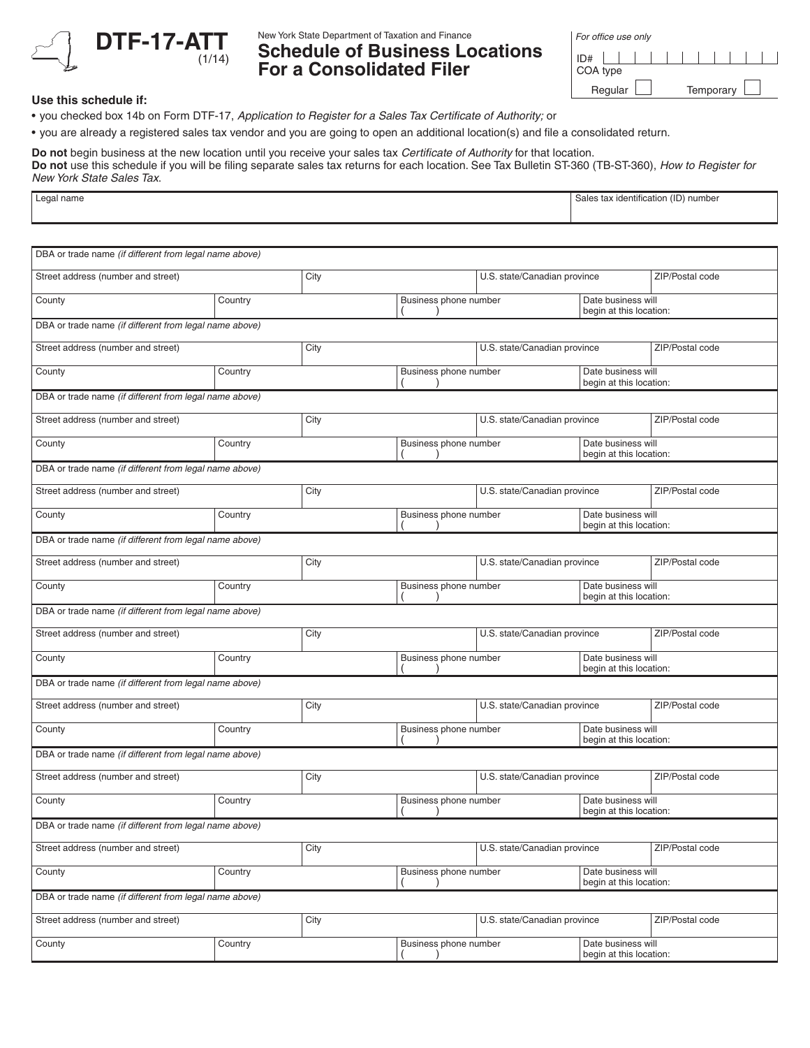**DTF-17-ATT** (1/14)

New York State Department of Taxation and Finance

# Schedule of Business Locations For a Consolidated Filer

| *For office use only* | |
|---|---|
| ID# | |
| COA type | Regular ☐ Temporary ☐ |

**Use this schedule if:**

- you checked box 14b on Form DTF-17, *Application to Register for a Sales Tax Certificate of Authority;* or
- you are already a registered sales tax vendor and you are going to open an additional location(s) and file a consolidated return.

**Do not** begin business at the new location until you receive your sales tax *Certificate of Authority* for that location.
**Do not** use this schedule if you will be filing separate sales tax returns for each location. See Tax Bulletin ST-360 (TB-ST-360), *How to Register for New York State Sales Tax*.

| Legal name | Sales tax identification (ID) number |
|---|---|
| | |

| DBA or trade name *(if different from legal name above)* | | | | |
|---|---|---|---|---|
| Street address (number and street) | City | | U.S. state/Canadian province | ZIP/Postal code |
| County | Country | Business phone number ( ) | | Date business will begin at this location: |
| DBA or trade name *(if different from legal name above)* | | | | |
| Street address (number and street) | City | | U.S. state/Canadian province | ZIP/Postal code |
| County | Country | Business phone number ( ) | | Date business will begin at this location: |
| DBA or trade name *(if different from legal name above)* | | | | |
| Street address (number and street) | City | | U.S. state/Canadian province | ZIP/Postal code |
| County | Country | Business phone number ( ) | | Date business will begin at this location: |
| DBA or trade name *(if different from legal name above)* | | | | |
| Street address (number and street) | City | | U.S. state/Canadian province | ZIP/Postal code |
| County | Country | Business phone number ( ) | | Date business will begin at this location: |
| DBA or trade name *(if different from legal name above)* | | | | |
| Street address (number and street) | City | | U.S. state/Canadian province | ZIP/Postal code |
| County | Country | Business phone number ( ) | | Date business will begin at this location: |
| DBA or trade name *(if different from legal name above)* | | | | |
| Street address (number and street) | City | | U.S. state/Canadian province | ZIP/Postal code |
| County | Country | Business phone number ( ) | | Date business will begin at this location: |
| DBA or trade name *(if different from legal name above)* | | | | |
| Street address (number and street) | City | | U.S. state/Canadian province | ZIP/Postal code |
| County | Country | Business phone number ( ) | | Date business will begin at this location: |
| DBA or trade name *(if different from legal name above)* | | | | |
| Street address (number and street) | City | | U.S. state/Canadian province | ZIP/Postal code |
| County | Country | Business phone number ( ) | | Date business will begin at this location: |
| DBA or trade name *(if different from legal name above)* | | | | |
| Street address (number and street) | City | | U.S. state/Canadian province | ZIP/Postal code |
| County | Country | Business phone number ( ) | | Date business will begin at this location: |
| DBA or trade name *(if different from legal name above)* | | | | |
| Street address (number and street) | City | | U.S. state/Canadian province | ZIP/Postal code |
| County | Country | Business phone number ( ) | | Date business will begin at this location: |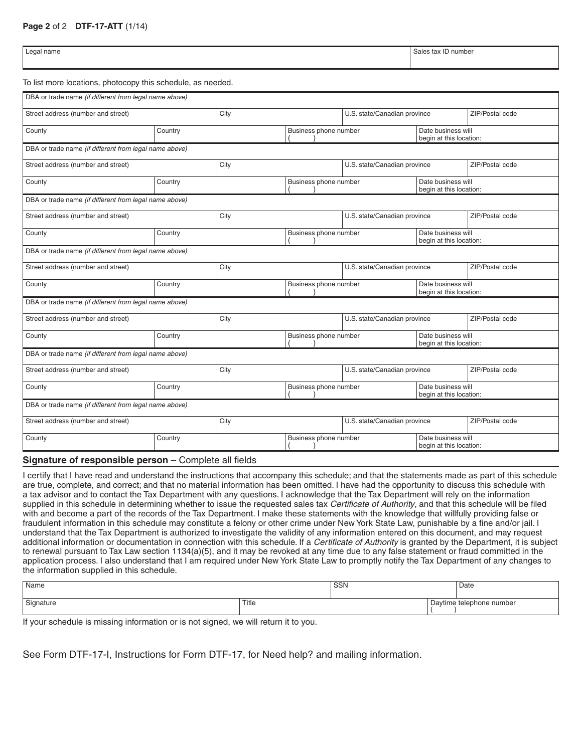| Legal name | Sales tax ID number |
| --- | --- |
| | |

To list more locations, photocopy this schedule, as needed.

| | | | | |
| --- | --- | --- | --- | --- |
| DBA or trade name *(if different from legal name above)* | | | | |
| Street address (number and street) | City | | U.S. state/Canadian province | ZIP/Postal code |
| County | Country | Business phone number ( ) | Date business will begin at this location: | |
| DBA or trade name *(if different from legal name above)* | | | | |
| Street address (number and street) | City | | U.S. state/Canadian province | ZIP/Postal code |
| County | Country | Business phone number ( ) | Date business will begin at this location: | |
| DBA or trade name *(if different from legal name above)* | | | | |
| Street address (number and street) | City | | U.S. state/Canadian province | ZIP/Postal code |
| County | Country | Business phone number ( ) | Date business will begin at this location: | |
| DBA or trade name *(if different from legal name above)* | | | | |
| Street address (number and street) | City | | U.S. state/Canadian province | ZIP/Postal code |
| County | Country | Business phone number ( ) | Date business will begin at this location: | |
| DBA or trade name *(if different from legal name above)* | | | | |
| Street address (number and street) | City | | U.S. state/Canadian province | ZIP/Postal code |
| County | Country | Business phone number ( ) | Date business will begin at this location: | |
| DBA or trade name *(if different from legal name above)* | | | | |
| Street address (number and street) | City | | U.S. state/Canadian province | ZIP/Postal code |
| County | Country | Business phone number ( ) | Date business will begin at this location: | |
| DBA or trade name *(if different from legal name above)* | | | | |
| Street address (number and street) | City | | U.S. state/Canadian province | ZIP/Postal code |
| County | Country | Business phone number ( ) | Date business will begin at this location: | |

## Signature of responsible person – Complete all fields

I certify that I have read and understand the instructions that accompany this schedule; and that the statements made as part of this schedule are true, complete, and correct; and that no material information has been omitted. I have had the opportunity to discuss this schedule with a tax advisor and to contact the Tax Department with any questions. I acknowledge that the Tax Department will rely on the information supplied in this schedule in determining whether to issue the requested sales tax *Certificate of Authority*, and that this schedule will be filed with and become a part of the records of the Tax Department. I make these statements with the knowledge that willfully providing false or fraudulent information in this schedule may constitute a felony or other crime under New York State Law, punishable by a fine and/or jail. I understand that the Tax Department is authorized to investigate the validity of any information entered on this document, and may request additional information or documentation in connection with this schedule. If a *Certificate of Authority* is granted by the Department, it is subject to renewal pursuant to Tax Law section 1134(a)(5), and it may be revoked at any time due to any false statement or fraud committed in the application process. I also understand that I am required under New York State Law to promptly notify the Tax Department of any changes to the information supplied in this schedule.

| | | |
| --- | --- | --- |
| Name | SSN | Date |
| Signature | Title | Daytime telephone number ( ) |

If your schedule is missing information or is not signed, we will return it to you.

See Form DTF-17-I, Instructions for Form DTF-17, for Need help? and mailing information.